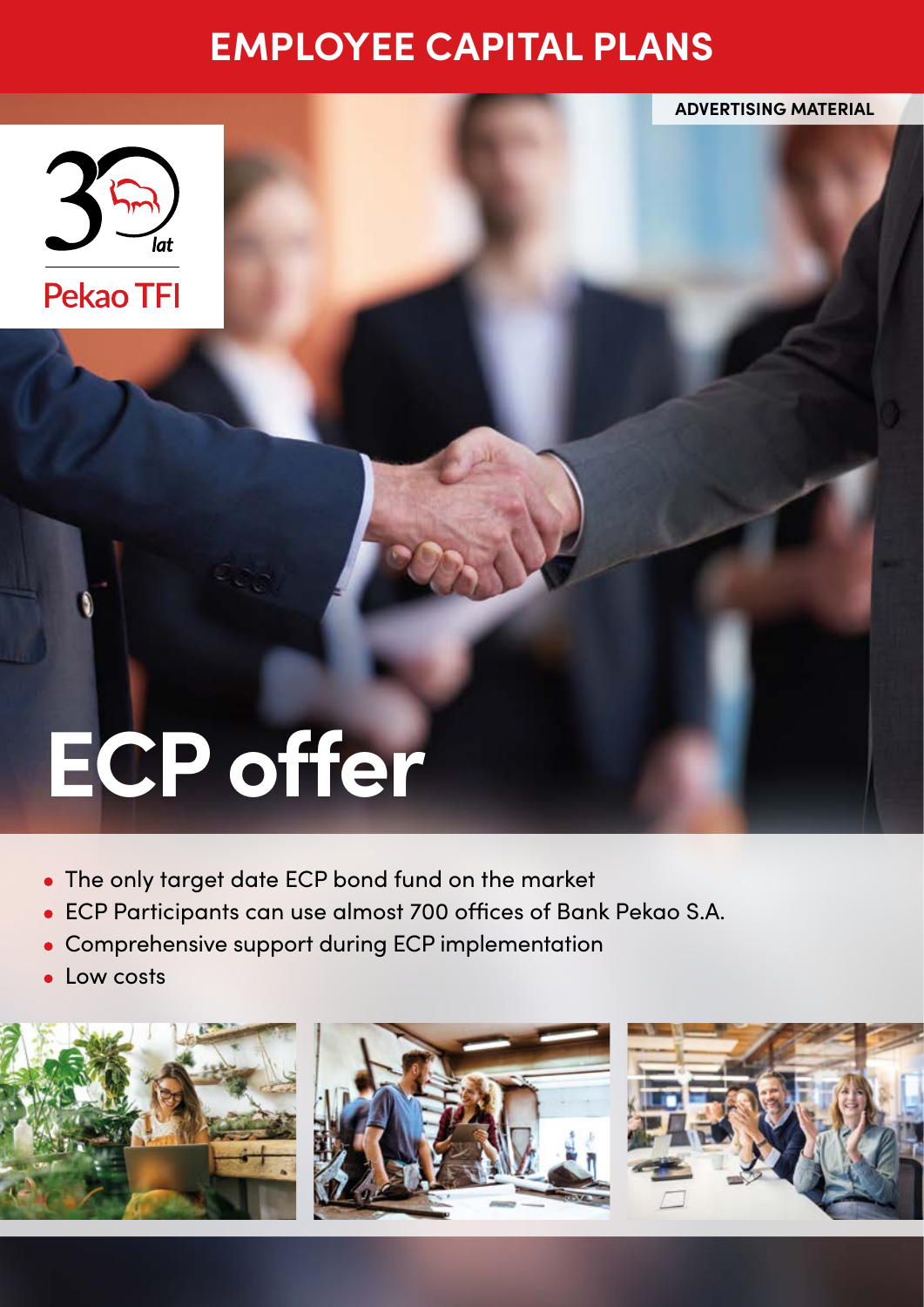# EMPLOYEE CAPITAL PLANS

ADVERTISING MATERIAL

30 lat

Pekao TFI

# ECP offer

- The only target date ECP bond fund on the market
- ECP Participants can use almost 700 offices of Bank Pekao S.A.
- Comprehensive support during ECP implementation
- Low costs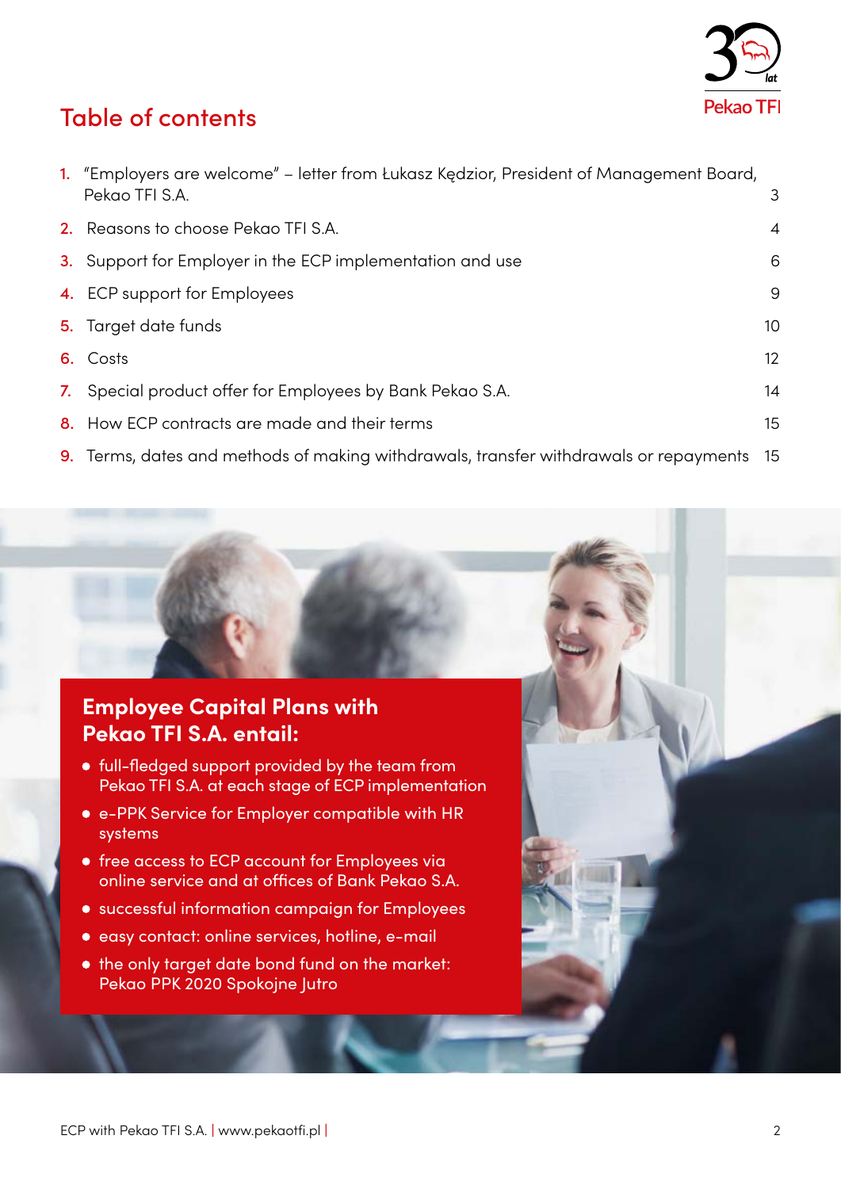## Table of contents

| | | |
|---|---|---|
| 1. | "Employers are welcome" – letter from Łukasz Kędzior, President of Management Board, Pekao TFI S.A. | 3 |
| 2. | Reasons to choose Pekao TFI S.A. | 4 |
| 3. | Support for Employer in the ECP implementation and use | 6 |
| 4. | ECP support for Employees | 9 |
| 5. | Target date funds | 10 |
| 6. | Costs | 12 |
| 7. | Special product offer for Employees by Bank Pekao S.A. | 14 |
| 8. | How ECP contracts are made and their terms | 15 |
| 9. | Terms, dates and methods of making withdrawals, transfer withdrawals or repayments | 15 |

### Employee Capital Plans with Pekao TFI S.A. entail:

- full-fledged support provided by the team from Pekao TFI S.A. at each stage of ECP implementation
- e-PPK Service for Employer compatible with HR systems
- free access to ECP account for Employees via online service and at offices of Bank Pekao S.A.
- successful information campaign for Employees
- easy contact: online services, hotline, e-mail
- the only target date bond fund on the market: Pekao PPK 2020 Spokojne Jutro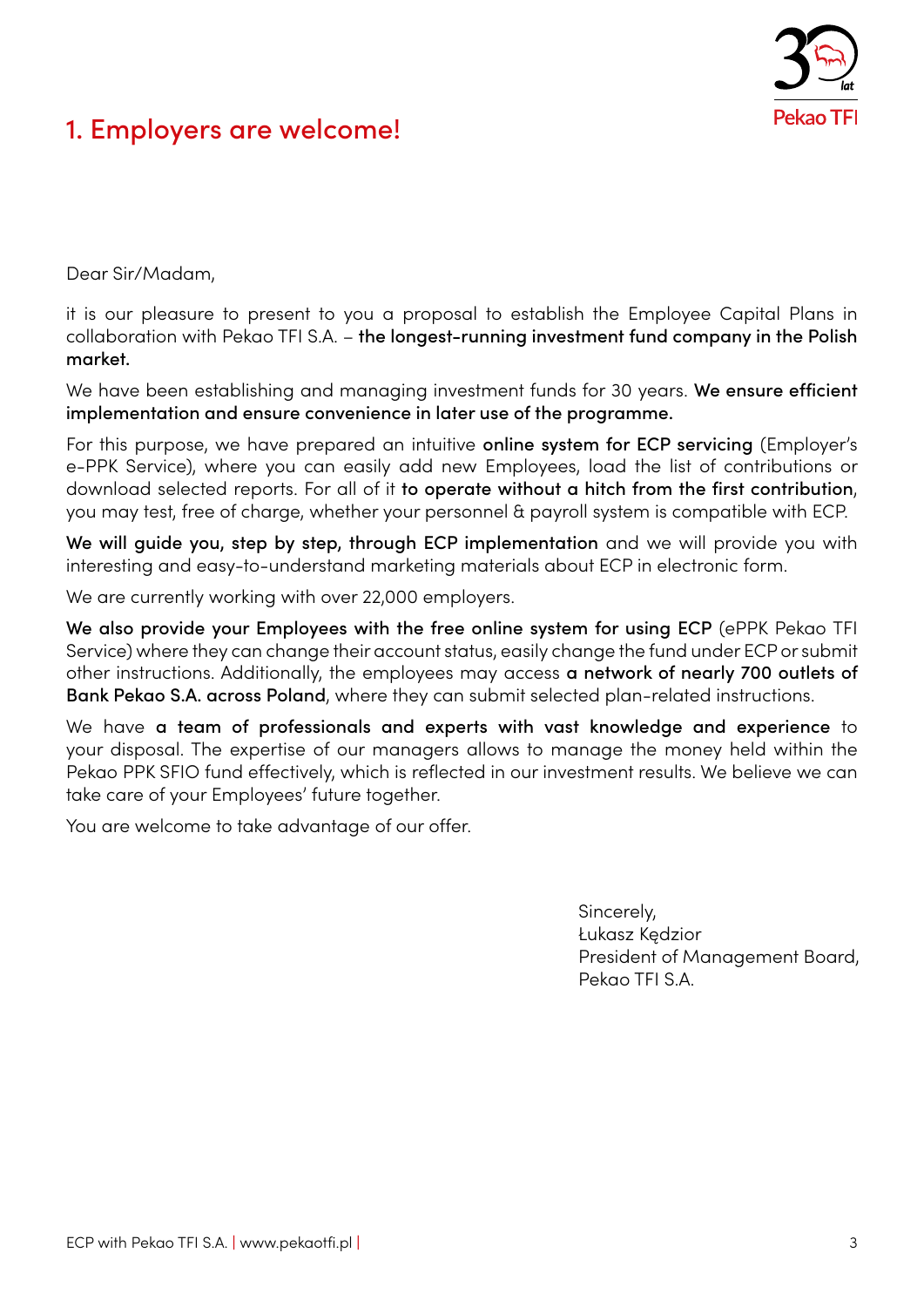# 1. Employers are welcome!

Dear Sir/Madam,

it is our pleasure to present to you a proposal to establish the Employee Capital Plans in collaboration with Pekao TFI S.A. – **the longest-running investment fund company in the Polish market.**

We have been establishing and managing investment funds for 30 years. **We ensure efficient implementation and ensure convenience in later use of the programme.**

For this purpose, we have prepared an intuitive **online system for ECP servicing** (Employer's e-PPK Service), where you can easily add new Employees, load the list of contributions or download selected reports. For all of it **to operate without a hitch from the first contribution**, you may test, free of charge, whether your personnel & payroll system is compatible with ECP.

**We will guide you, step by step, through ECP implementation** and we will provide you with interesting and easy-to-understand marketing materials about ECP in electronic form.

We are currently working with over 22,000 employers.

**We also provide your Employees with the free online system for using ECP** (ePPK Pekao TFI Service) where they can change their account status, easily change the fund under ECP or submit other instructions. Additionally, the employees may access **a network of nearly 700 outlets of Bank Pekao S.A. across Poland**, where they can submit selected plan-related instructions.

We have **a team of professionals and experts with vast knowledge and experience** to your disposal. The expertise of our managers allows to manage the money held within the Pekao PPK SFIO fund effectively, which is reflected in our investment results. We believe we can take care of your Employees' future together.

You are welcome to take advantage of our offer.

Sincerely,
Łukasz Kędzior
President of Management Board,
Pekao TFI S.A.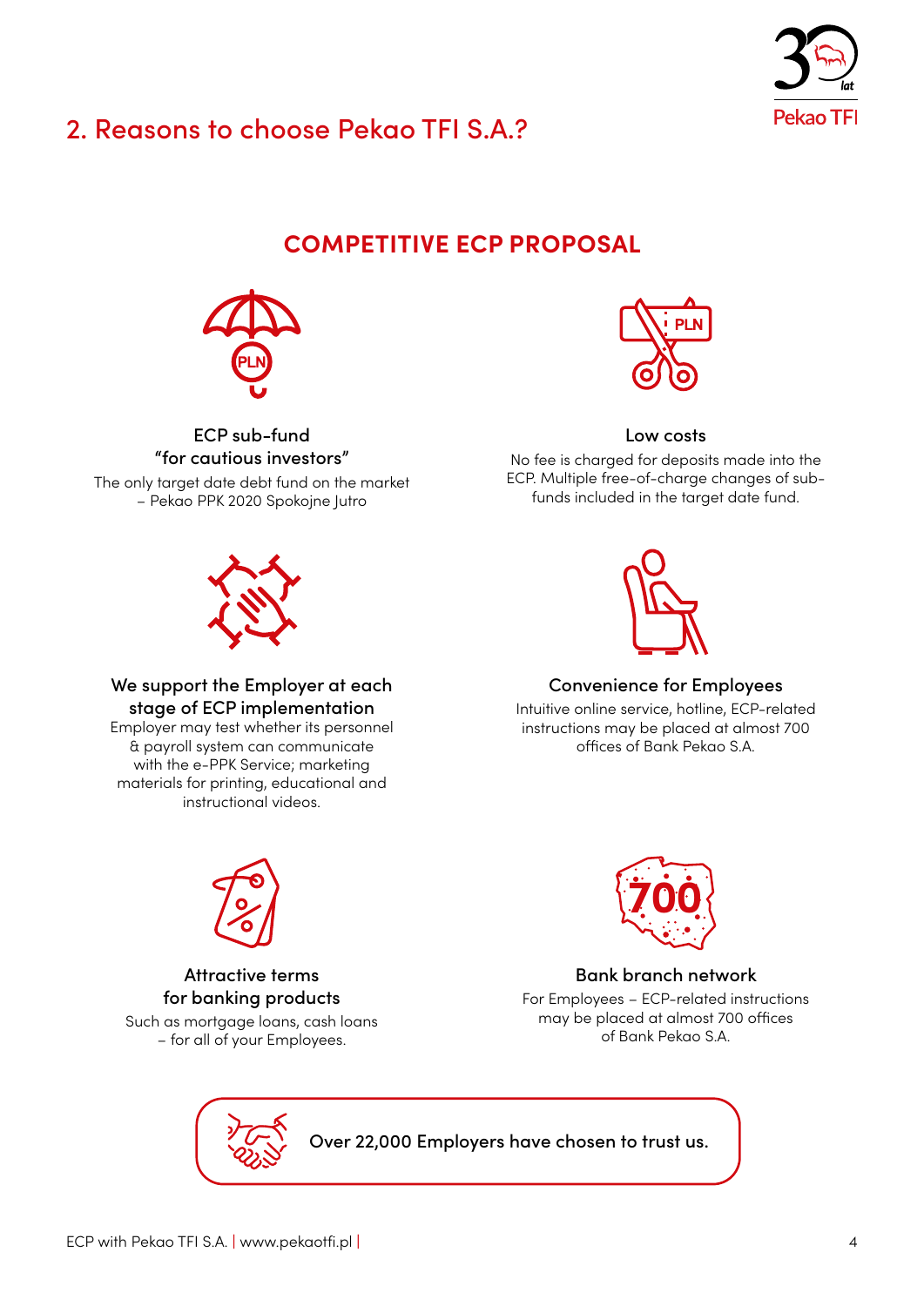## 2. Reasons to choose Pekao TFI S.A.?

### COMPETITIVE ECP PROPOSAL

**ECP sub-fund "for cautious investors"**

The only target date debt fund on the market – Pekao PPK 2020 Spokojne Jutro

**Low costs**

No fee is charged for deposits made into the ECP. Multiple free-of-charge changes of sub-funds included in the target date fund.

**We support the Employer at each stage of ECP implementation**

Employer may test whether its personnel & payroll system can communicate with the e-PPK Service; marketing materials for printing, educational and instructional videos.

**Convenience for Employees**

Intuitive online service, hotline, ECP-related instructions may be placed at almost 700 offices of Bank Pekao S.A.

**Attractive terms for banking products**

Such as mortgage loans, cash loans – for all of your Employees.

**Bank branch network**

For Employees – ECP-related instructions may be placed at almost 700 offices of Bank Pekao S.A.

**Over 22,000 Employers have chosen to trust us.**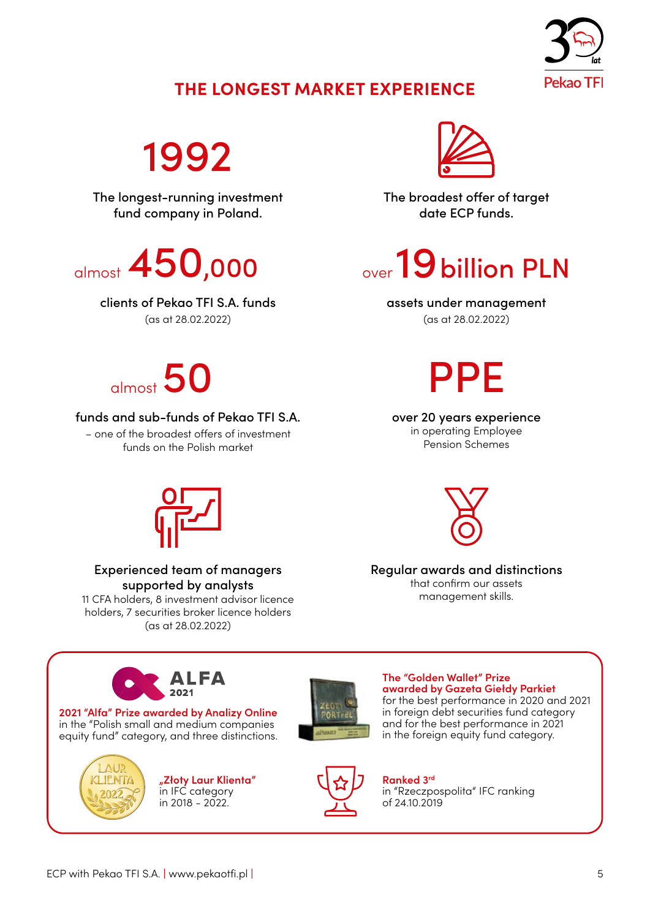## THE LONGEST MARKET EXPERIENCE

**1992**

The longest-running investment fund company in Poland.

The broadest offer of target date ECP funds.

almost **450,000**

clients of Pekao TFI S.A. funds
(as at 28.02.2022)

over **19 billion PLN**

assets under management
(as at 28.02.2022)

almost **50**

funds and sub-funds of Pekao TFI S.A.
– one of the broadest offers of investment funds on the Polish market

**PPE**

over 20 years experience
in operating Employee Pension Schemes

Experienced team of managers supported by analysts
11 CFA holders, 8 investment advisor licence holders, 7 securities broker licence holders
(as at 28.02.2022)

Regular awards and distinctions
that confirm our assets management skills.

ALFA 2021

**2021 "Alfa" Prize awarded by Analizy Online**
in the "Polish small and medium companies equity fund" category, and three distinctions.

**The "Golden Wallet" Prize awarded by Gazeta Giełdy Parkiet**
for the best performance in 2020 and 2021 in foreign debt securities fund category and for the best performance in 2021 in the foreign equity fund category.

**„Złoty Laur Klienta"**
in IFC category
in 2018 – 2022.

**Ranked 3rd**
in "Rzeczpospolita" IFC ranking
of 24.10.2019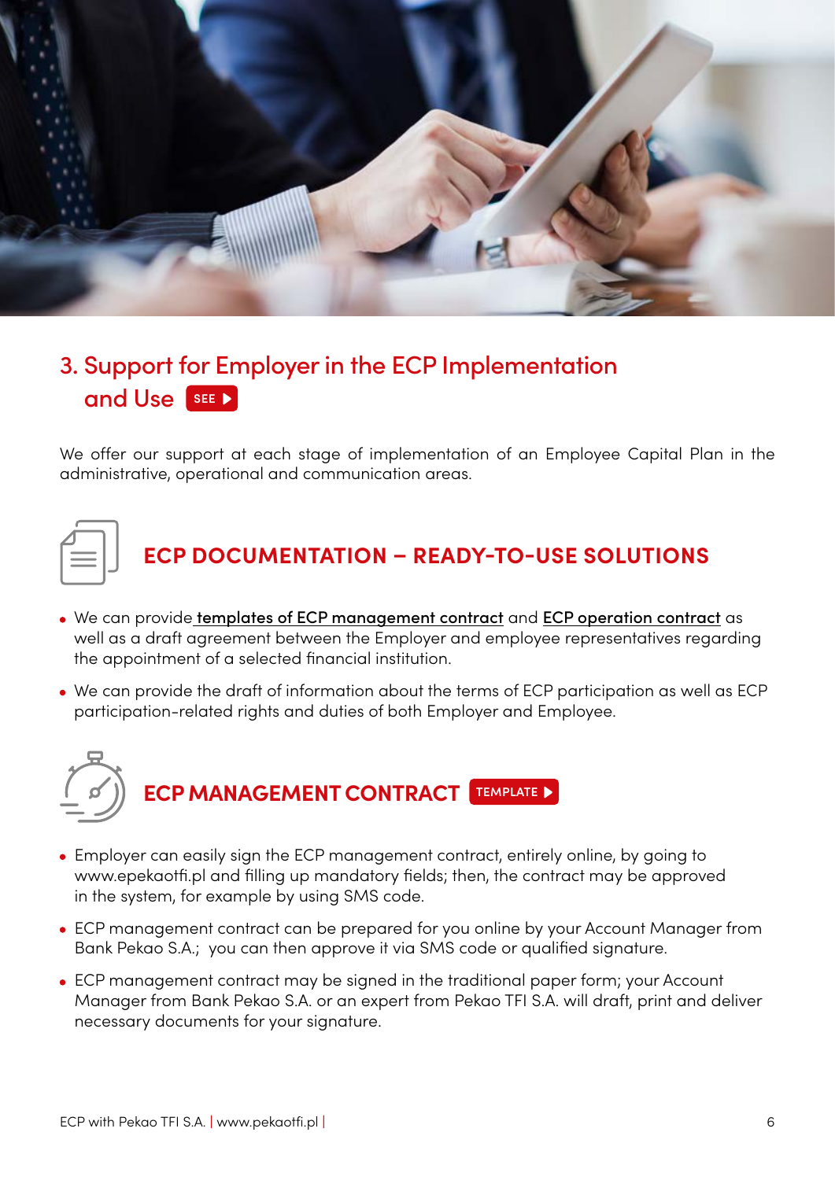## 3. Support for Employer in the ECP Implementation and Use SEE

We offer our support at each stage of implementation of an Employee Capital Plan in the administrative, operational and communication areas.

### ECP DOCUMENTATION – READY-TO-USE SOLUTIONS

- We can provide templates of ECP management contract and ECP operation contract as well as a draft agreement between the Employer and employee representatives regarding the appointment of a selected financial institution.
- We can provide the draft of information about the terms of ECP participation as well as ECP participation-related rights and duties of both Employer and Employee.

### ECP MANAGEMENT CONTRACT TEMPLATE

- Employer can easily sign the ECP management contract, entirely online, by going to www.epekaotfi.pl and filling up mandatory fields; then, the contract may be approved in the system, for example by using SMS code.
- ECP management contract can be prepared for you online by your Account Manager from Bank Pekao S.A.; you can then approve it via SMS code or qualified signature.
- ECP management contract may be signed in the traditional paper form; your Account Manager from Bank Pekao S.A. or an expert from Pekao TFI S.A. will draft, print and deliver necessary documents for your signature.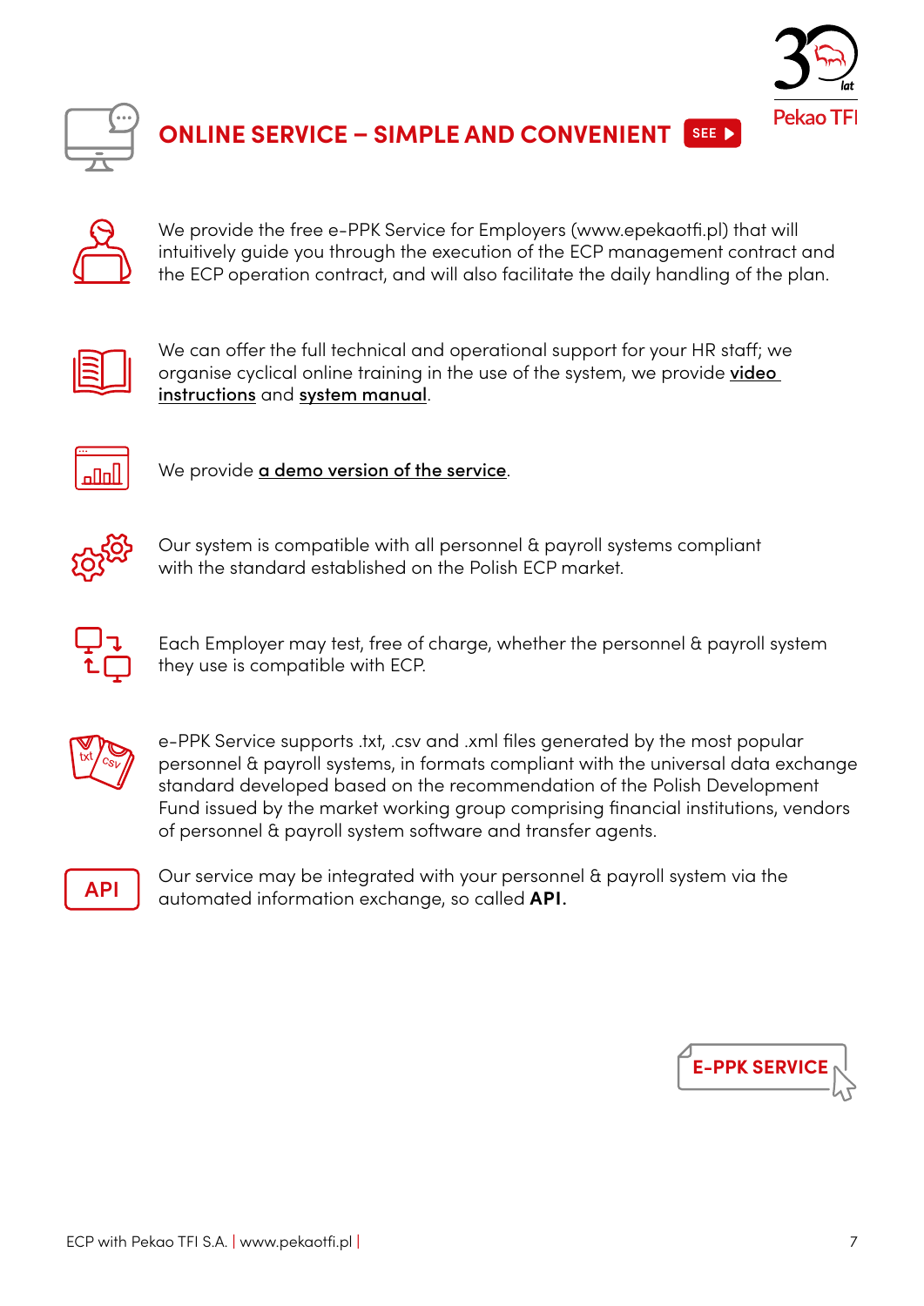## ONLINE SERVICE – SIMPLE AND CONVENIENT SEE

We provide the free e-PPK Service for Employers (www.epekaotfi.pl) that will intuitively guide you through the execution of the ECP management contract and the ECP operation contract, and will also facilitate the daily handling of the plan.

We can offer the full technical and operational support for your HR staff; we organise cyclical online training in the use of the system, we provide **video instructions** and **system manual**.

We provide **a demo version of the service**.

Our system is compatible with all personnel & payroll systems compliant with the standard established on the Polish ECP market.

Each Employer may test, free of charge, whether the personnel & payroll system they use is compatible with ECP.

e-PPK Service supports .txt, .csv and .xml files generated by the most popular personnel & payroll systems, in formats compliant with the universal data exchange standard developed based on the recommendation of the Polish Development Fund issued by the market working group comprising financial institutions, vendors of personnel & payroll system software and transfer agents.

Our service may be integrated with your personnel & payroll system via the automated information exchange, so called **API.**

**E-PPK SERVICE**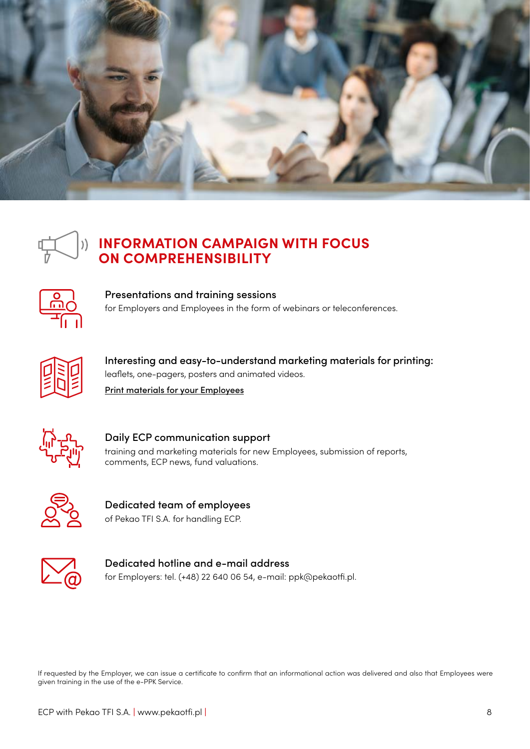## INFORMATION CAMPAIGN WITH FOCUS ON COMPREHENSIBILITY

**Presentations and training sessions**
for Employers and Employees in the form of webinars or teleconferences.

**Interesting and easy-to-understand marketing materials for printing:**
leaflets, one-pagers, posters and animated videos.

Print materials for your Employees

**Daily ECP communication support**
training and marketing materials for new Employees, submission of reports, comments, ECP news, fund valuations.

**Dedicated team of employees**
of Pekao TFI S.A. for handling ECP.

**Dedicated hotline and e-mail address**
for Employers: tel. (+48) 22 640 06 54, e-mail: ppk@pekaotfi.pl.

If requested by the Employer, we can issue a certificate to confirm that an informational action was delivered and also that Employees were given training in the use of the e-PPK Service.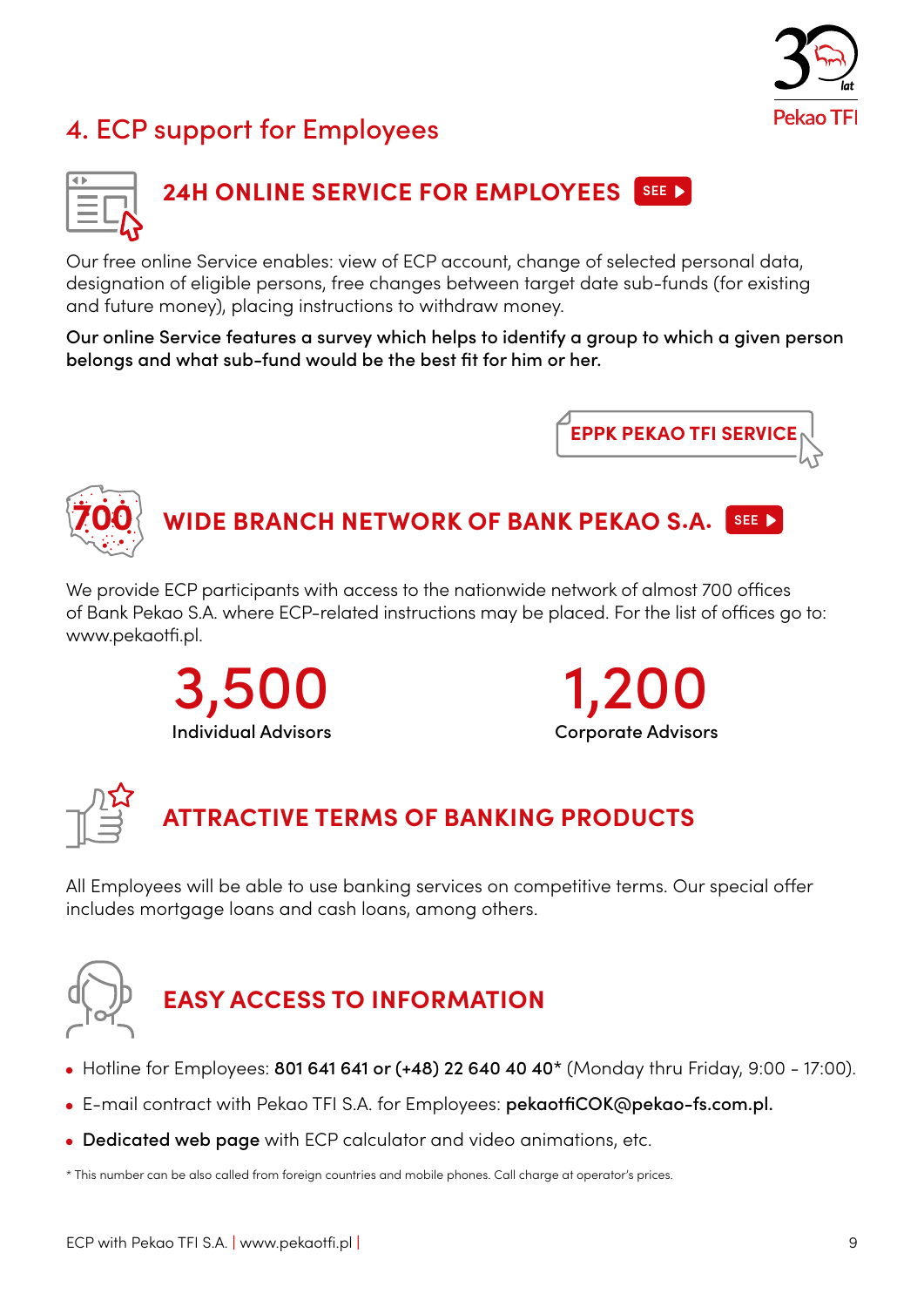## 4. ECP support for Employees

### 24H ONLINE SERVICE FOR EMPLOYEES SEE

Our free online Service enables: view of ECP account, change of selected personal data, designation of eligible persons, free changes between target date sub-funds (for existing and future money), placing instructions to withdraw money.

**Our online Service features a survey which helps to identify a group to which a given person belongs and what sub-fund would be the best fit for him or her.**

**EPPK PEKAO TFI SERVICE**

### WIDE BRANCH NETWORK OF BANK PEKAO S.A. SEE

700

We provide ECP participants with access to the nationwide network of almost 700 offices of Bank Pekao S.A. where ECP-related instructions may be placed. For the list of offices go to: www.pekaotfi.pl.

**3,500**
Individual Advisors

**1,200**
Corporate Advisors

### ATTRACTIVE TERMS OF BANKING PRODUCTS

All Employees will be able to use banking services on competitive terms. Our special offer includes mortgage loans and cash loans, among others.

### EASY ACCESS TO INFORMATION

- Hotline for Employees: **801 641 641 or (+48) 22 640 40 40*** (Monday thru Friday, 9:00 - 17:00).
- E-mail contract with Pekao TFI S.A. for Employees: **pekaotfiCOK@pekao-fs.com.pl.**
- **Dedicated web page** with ECP calculator and video animations, etc.

\* This number can be also called from foreign countries and mobile phones. Call charge at operator's prices.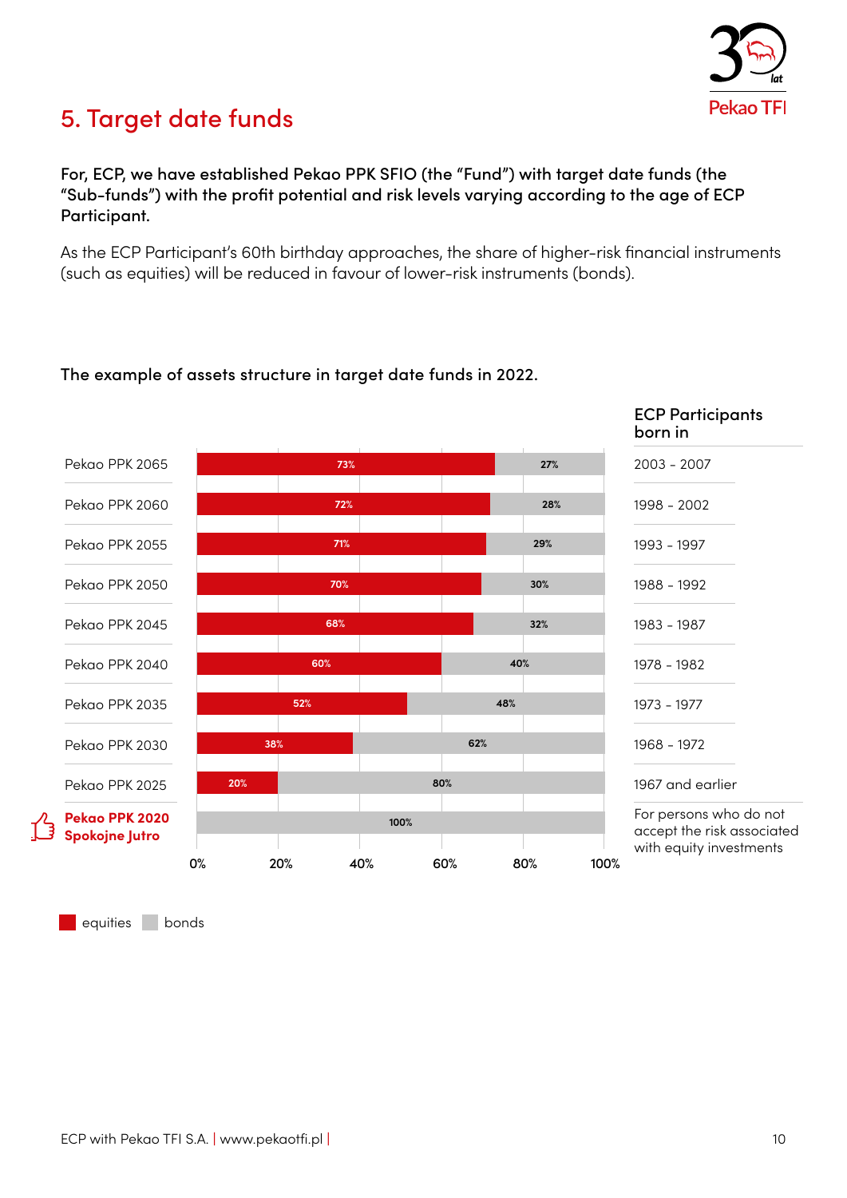## 5. Target date funds

**For, ECP, we have established Pekao PPK SFIO (the "Fund") with target date funds (the "Sub-funds") with the profit potential and risk levels varying according to the age of ECP Participant.**

As the ECP Participant's 60th birthday approaches, the share of higher-risk financial instruments (such as equities) will be reduced in favour of lower-risk instruments (bonds).

**The example of assets structure in target date funds in 2022.**

| Sub-fund | equities | bonds | ECP Participants born in |
|---|---|---|---|
| Pekao PPK 2065 | 73% | 27% | 2003 - 2007 |
| Pekao PPK 2060 | 72% | 28% | 1998 - 2002 |
| Pekao PPK 2055 | 71% | 29% | 1993 - 1997 |
| Pekao PPK 2050 | 70% | 30% | 1988 - 1992 |
| Pekao PPK 2045 | 68% | 32% | 1983 - 1987 |
| Pekao PPK 2040 | 60% | 40% | 1978 - 1982 |
| Pekao PPK 2035 | 52% | 48% | 1973 - 1977 |
| Pekao PPK 2030 | 38% | 62% | 1968 - 1972 |
| Pekao PPK 2025 | 20% | 80% | 1967 and earlier |
| **Pekao PPK 2020 Spokojne Jutro** | | 100% | For persons who do not accept the risk associated with equity investments |

equities bonds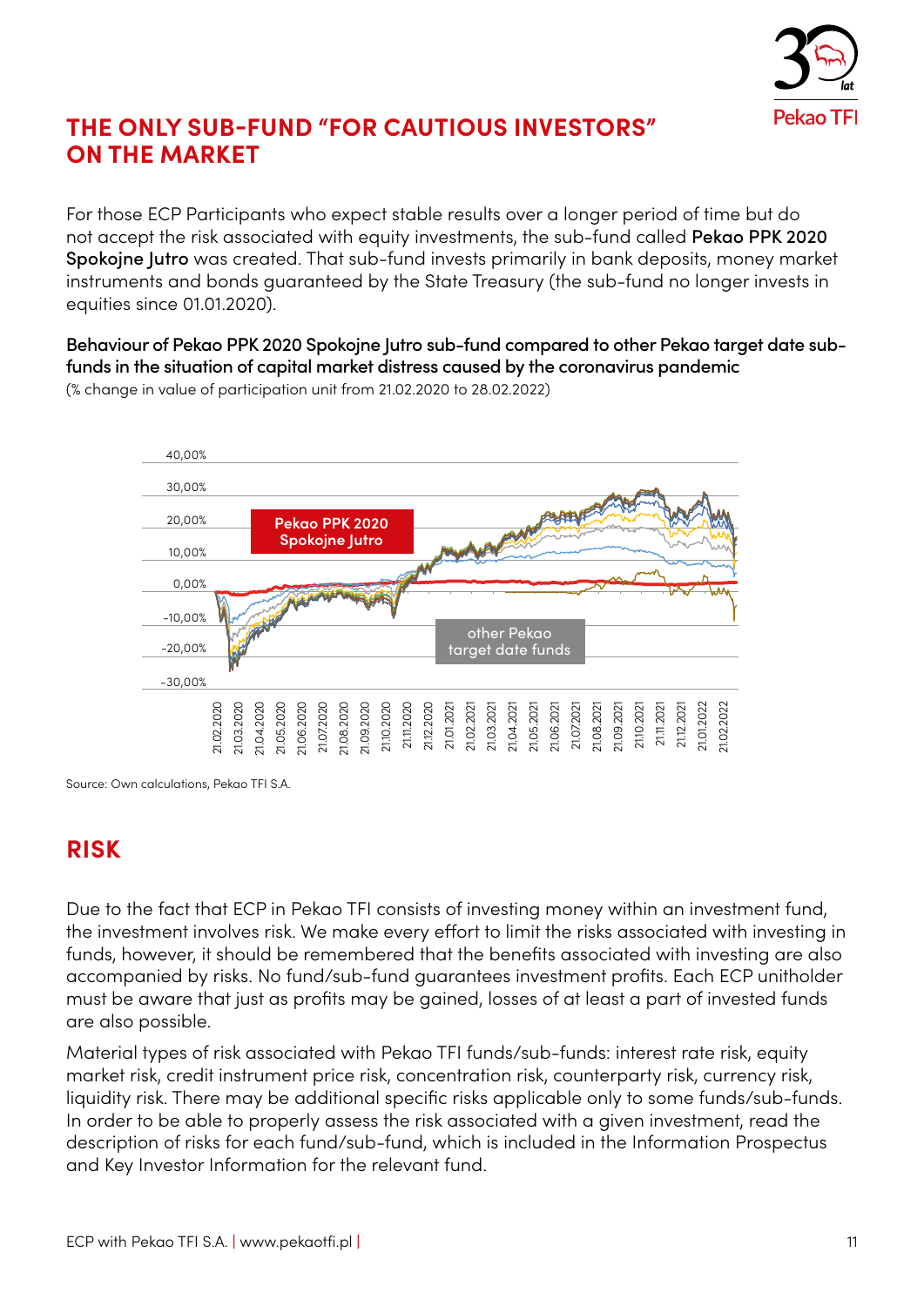## THE ONLY SUB-FUND "FOR CAUTIOUS INVESTORS" ON THE MARKET

For those ECP Participants who expect stable results over a longer period of time but do not accept the risk associated with equity investments, the sub-fund called **Pekao PPK 2020 Spokojne Jutro** was created. That sub-fund invests primarily in bank deposits, money market instruments and bonds guaranteed by the State Treasury (the sub-fund no longer invests in equities since 01.01.2020).

**Behaviour of Pekao PPK 2020 Spokojne Jutro sub-fund compared to other Pekao target date sub-funds in the situation of capital market distress caused by the coronavirus pandemic**
(% change in value of participation unit from 21.02.2020 to 28.02.2022)

Source: Own calculations, Pekao TFI S.A.

## RISK

Due to the fact that ECP in Pekao TFI consists of investing money within an investment fund, the investment involves risk. We make every effort to limit the risks associated with investing in funds, however, it should be remembered that the benefits associated with investing are also accompanied by risks. No fund/sub-fund guarantees investment profits. Each ECP unitholder must be aware that just as profits may be gained, losses of at least a part of invested funds are also possible.

Material types of risk associated with Pekao TFI funds/sub-funds: interest rate risk, equity market risk, credit instrument price risk, concentration risk, counterparty risk, currency risk, liquidity risk. There may be additional specific risks applicable only to some funds/sub-funds. In order to be able to properly assess the risk associated with a given investment, read the description of risks for each fund/sub-fund, which is included in the Information Prospectus and Key Investor Information for the relevant fund.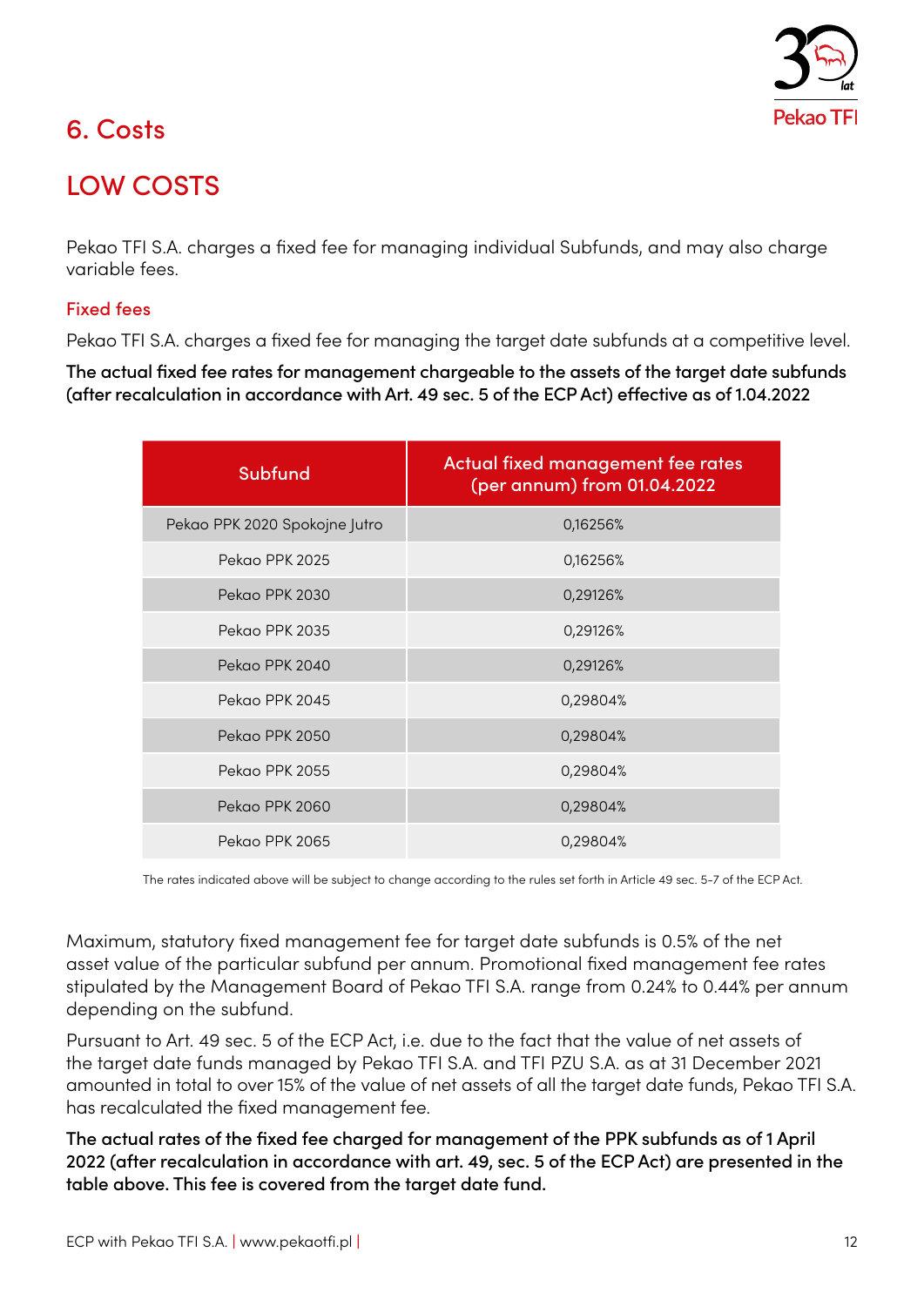## 6. Costs

## LOW COSTS

Pekao TFI S.A. charges a fixed fee for managing individual Subfunds, and may also charge variable fees.

### Fixed fees

Pekao TFI S.A. charges a fixed fee for managing the target date subfunds at a competitive level.

**The actual fixed fee rates for management chargeable to the assets of the target date subfunds (after recalculation in accordance with Art. 49 sec. 5 of the ECP Act) effective as of 1.04.2022**

| Subfund | Actual fixed management fee rates (per annum) from 01.04.2022 |
|---|---|
| Pekao PPK 2020 Spokojne Jutro | 0,16256% |
| Pekao PPK 2025 | 0,16256% |
| Pekao PPK 2030 | 0,29126% |
| Pekao PPK 2035 | 0,29126% |
| Pekao PPK 2040 | 0,29126% |
| Pekao PPK 2045 | 0,29804% |
| Pekao PPK 2050 | 0,29804% |
| Pekao PPK 2055 | 0,29804% |
| Pekao PPK 2060 | 0,29804% |
| Pekao PPK 2065 | 0,29804% |

The rates indicated above will be subject to change according to the rules set forth in Article 49 sec. 5-7 of the ECP Act.

Maximum, statutory fixed management fee for target date subfunds is 0.5% of the net asset value of the particular subfund per annum. Promotional fixed management fee rates stipulated by the Management Board of Pekao TFI S.A. range from 0.24% to 0.44% per annum depending on the subfund.

Pursuant to Art. 49 sec. 5 of the ECP Act, i.e. due to the fact that the value of net assets of the target date funds managed by Pekao TFI S.A. and TFI PZU S.A. as at 31 December 2021 amounted in total to over 15% of the value of net assets of all the target date funds, Pekao TFI S.A. has recalculated the fixed management fee.

**The actual rates of the fixed fee charged for management of the PPK subfunds as of 1 April 2022 (after recalculation in accordance with art. 49, sec. 5 of the ECP Act) are presented in the table above. This fee is covered from the target date fund.**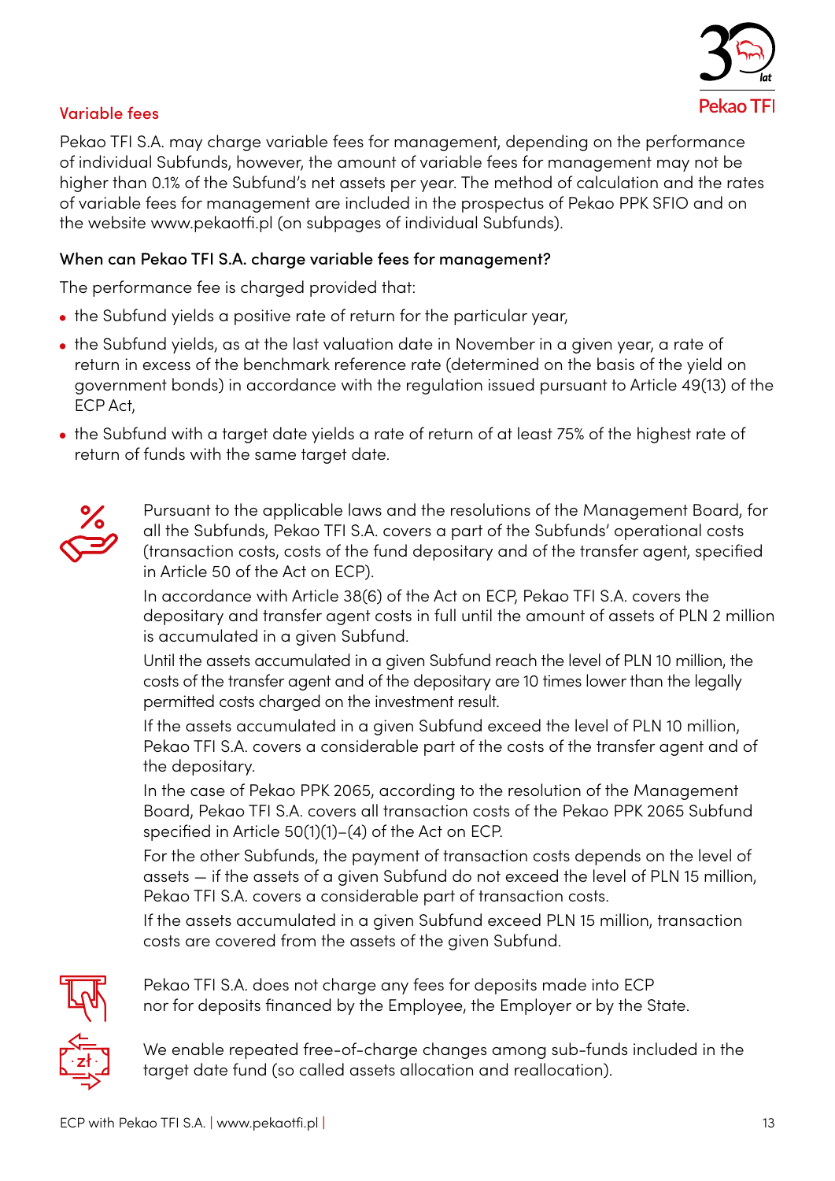## Variable fees

Pekao TFI S.A. may charge variable fees for management, depending on the performance of individual Subfunds, however, the amount of variable fees for management may not be higher than 0.1% of the Subfund's net assets per year. The method of calculation and the rates of variable fees for management are included in the prospectus of Pekao PPK SFIO and on the website www.pekaotfi.pl (on subpages of individual Subfunds).

### When can Pekao TFI S.A. charge variable fees for management?

The performance fee is charged provided that:

- the Subfund yields a positive rate of return for the particular year,
- the Subfund yields, as at the last valuation date in November in a given year, a rate of return in excess of the benchmark reference rate (determined on the basis of the yield on government bonds) in accordance with the regulation issued pursuant to Article 49(13) of the ECP Act,
- the Subfund with a target date yields a rate of return of at least 75% of the highest rate of return of funds with the same target date.

Pursuant to the applicable laws and the resolutions of the Management Board, for all the Subfunds, Pekao TFI S.A. covers a part of the Subfunds' operational costs (transaction costs, costs of the fund depositary and of the transfer agent, specified in Article 50 of the Act on ECP).

In accordance with Article 38(6) of the Act on ECP, Pekao TFI S.A. covers the depositary and transfer agent costs in full until the amount of assets of PLN 2 million is accumulated in a given Subfund.

Until the assets accumulated in a given Subfund reach the level of PLN 10 million, the costs of the transfer agent and of the depositary are 10 times lower than the legally permitted costs charged on the investment result.

If the assets accumulated in a given Subfund exceed the level of PLN 10 million, Pekao TFI S.A. covers a considerable part of the costs of the transfer agent and of the depositary.

In the case of Pekao PPK 2065, according to the resolution of the Management Board, Pekao TFI S.A. covers all transaction costs of the Pekao PPK 2065 Subfund specified in Article 50(1)(1)–(4) of the Act on ECP.

For the other Subfunds, the payment of transaction costs depends on the level of assets – if the assets of a given Subfund do not exceed the level of PLN 15 million, Pekao TFI S.A. covers a considerable part of transaction costs.

If the assets accumulated in a given Subfund exceed PLN 15 million, transaction costs are covered from the assets of the given Subfund.

Pekao TFI S.A. does not charge any fees for deposits made into ECP nor for deposits financed by the Employee, the Employer or by the State.

We enable repeated free-of-charge changes among sub-funds included in the target date fund (so called assets allocation and reallocation).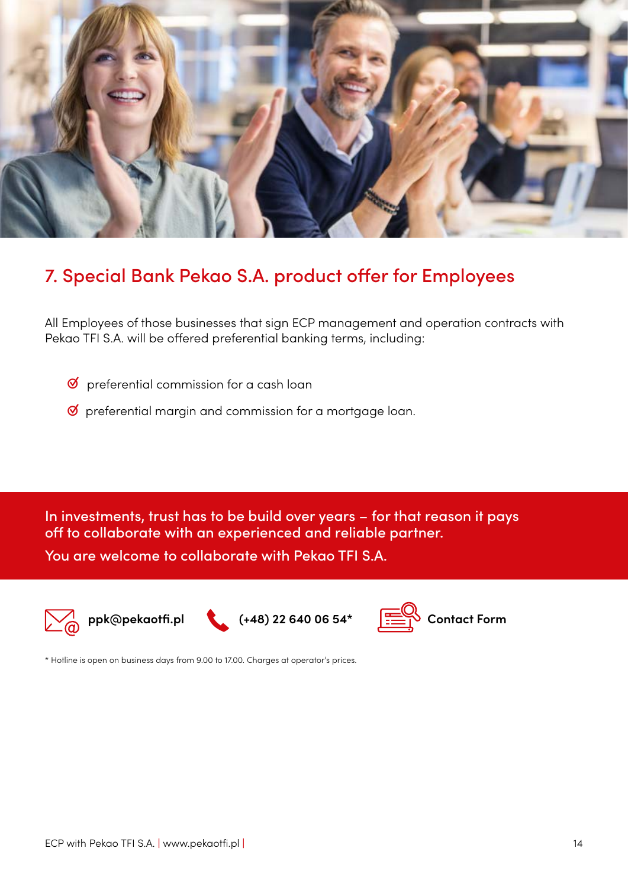## 7. Special Bank Pekao S.A. product offer for Employees

All Employees of those businesses that sign ECP management and operation contracts with Pekao TFI S.A. will be offered preferential banking terms, including:

- preferential commission for a cash loan
- preferential margin and commission for a mortgage loan.

**In investments, trust has to be build over years – for that reason it pays off to collaborate with an experienced and reliable partner.**

**You are welcome to collaborate with Pekao TFI S.A.**

**ppk@pekaotfi.pl** | **(+48) 22 640 06 54*** | **Contact Form**

\* Hotline is open on business days from 9.00 to 17.00. Charges at operator's prices.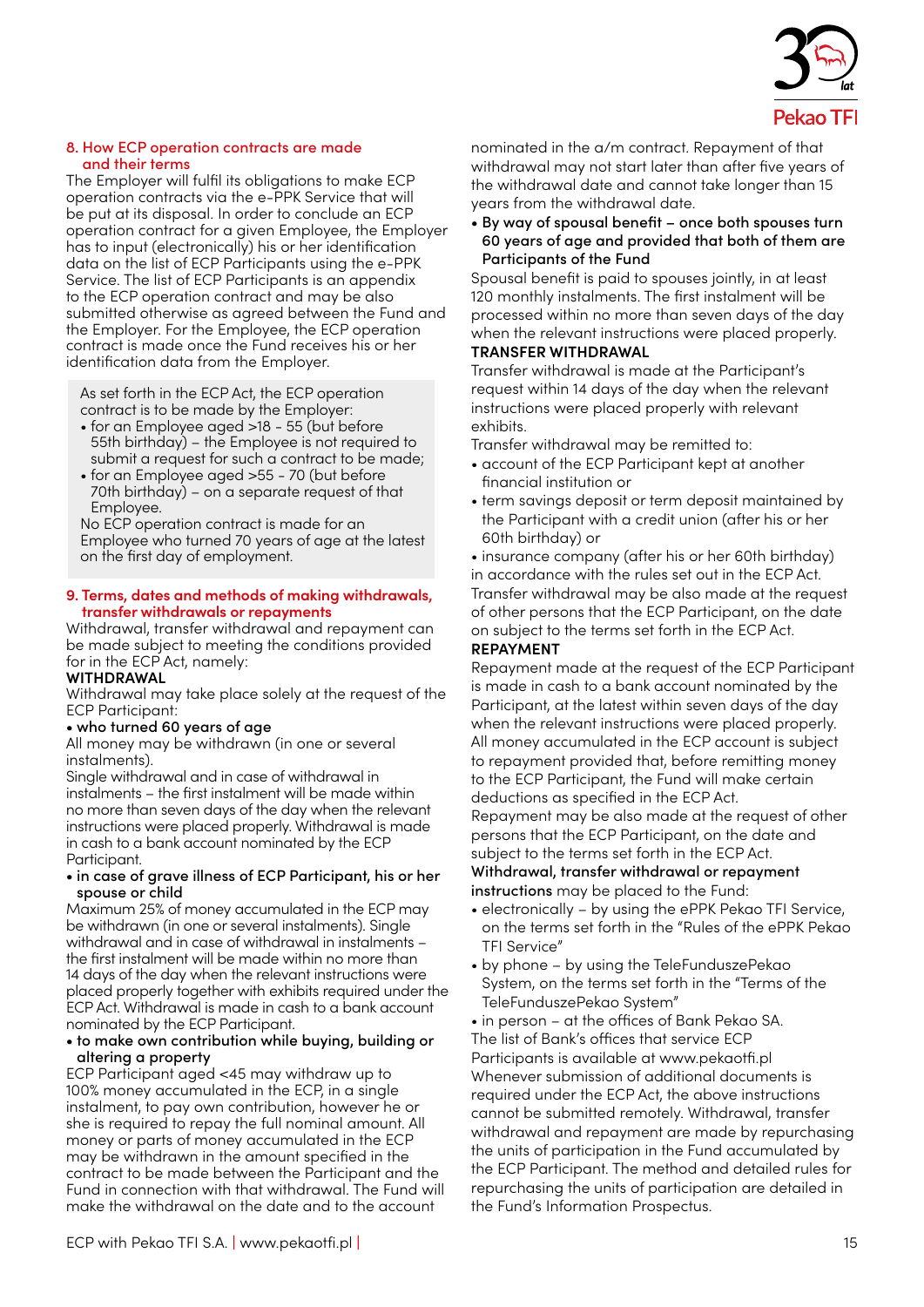## 8. How ECP operation contracts are made and their terms

The Employer will fulfil its obligations to make ECP operation contracts via the e-PPK Service that will be put at its disposal. In order to conclude an ECP operation contract for a given Employee, the Employer has to input (electronically) his or her identification data on the list of ECP Participants using the e-PPK Service. The list of ECP Participants is an appendix to the ECP operation contract and may be also submitted otherwise as agreed between the Fund and the Employer. For the Employee, the ECP operation contract is made once the Fund receives his or her identification data from the Employer.

As set forth in the ECP Act, the ECP operation contract is to be made by the Employer:

- for an Employee aged >18 - 55 (but before 55th birthday) – the Employee is not required to submit a request for such a contract to be made;
- for an Employee aged >55 - 70 (but before 70th birthday) – on a separate request of that Employee.

No ECP operation contract is made for an Employee who turned 70 years of age at the latest on the first day of employment.

## 9. Terms, dates and methods of making withdrawals, transfer withdrawals or repayments

Withdrawal, transfer withdrawal and repayment can be made subject to meeting the conditions provided for in the ECP Act, namely:

**WITHDRAWAL**

Withdrawal may take place solely at the request of the ECP Participant:

- **who turned 60 years of age**

All money may be withdrawn (in one or several instalments).
Single withdrawal and in case of withdrawal in instalments – the first instalment will be made within no more than seven days of the day when the relevant instructions were placed properly. Withdrawal is made in cash to a bank account nominated by the ECP Participant.

- **in case of grave illness of ECP Participant, his or her spouse or child**

Maximum 25% of money accumulated in the ECP may be withdrawn (in one or several instalments). Single withdrawal and in case of withdrawal in instalments – the first instalment will be made within no more than 14 days of the day when the relevant instructions were placed properly together with exhibits required under the ECP Act. Withdrawal is made in cash to a bank account nominated by the ECP Participant.

- **to make own contribution while buying, building or altering a property**

ECP Participant <45 may withdraw up to 100% money accumulated in the ECP, in a single instalment, to pay own contribution, however he or she is required to repay the full nominal amount. All money or parts of money accumulated in the ECP may be withdrawn in the amount specified in the contract to be made between the Participant and the Fund in connection with that withdrawal. The Fund will make the withdrawal on the date and to the account nominated in the a/m contract. Repayment of that withdrawal may not start later than after five years of the withdrawal date and cannot take longer than 15 years from the withdrawal date.

- **By way of spousal benefit – once both spouses turn 60 years of age and provided that both of them are Participants of the Fund**

Spousal benefit is paid to spouses jointly, in at least 120 monthly instalments. The first instalment will be processed within no more than seven days of the day when the relevant instructions were placed properly.

**TRANSFER WITHDRAWAL**

Transfer withdrawal is made at the Participant's request within 14 days of the day when the relevant instructions were placed properly with relevant exhibits.

Transfer withdrawal may be remitted to:

- account of the ECP Participant kept at another financial institution or
- term savings deposit or term deposit maintained by the Participant with a credit union (after his or her 60th birthday) or
- insurance company (after his or her 60th birthday) in accordance with the rules set out in the ECP Act.

Transfer withdrawal may be also made at the request of other persons that the ECP Participant, on the date on subject to the terms set forth in the ECP Act.

**REPAYMENT**

Repayment made at the request of the ECP Participant is made in cash to a bank account nominated by the Participant, at the latest within seven days of the day when the relevant instructions were placed properly. All money accumulated in the ECP account is subject to repayment provided that, before remitting money to the ECP Participant, the Fund will make certain deductions as specified in the ECP Act.
Repayment may be also made at the request of other persons that the ECP Participant, on the date and subject to the terms set forth in the ECP Act.

**Withdrawal, transfer withdrawal or repayment instructions** may be placed to the Fund:

- electronically – by using the ePPK Pekao TFI Service, on the terms set forth in the "Rules of the ePPK Pekao TFI Service"
- by phone – by using the TeleFunduszePekao System, on the terms set forth in the "Terms of the TeleFunduszePekao System"
- in person – at the offices of Bank Pekao SA.

The list of Bank's offices that service ECP Participants is available at www.pekaotfi.pl
Whenever submission of additional documents is required under the ECP Act, the above instructions cannot be submitted remotely. Withdrawal, transfer withdrawal and repayment are made by repurchasing the units of participation in the Fund accumulated by the ECP Participant. The method and detailed rules for repurchasing the units of participation are detailed in the Fund's Information Prospectus.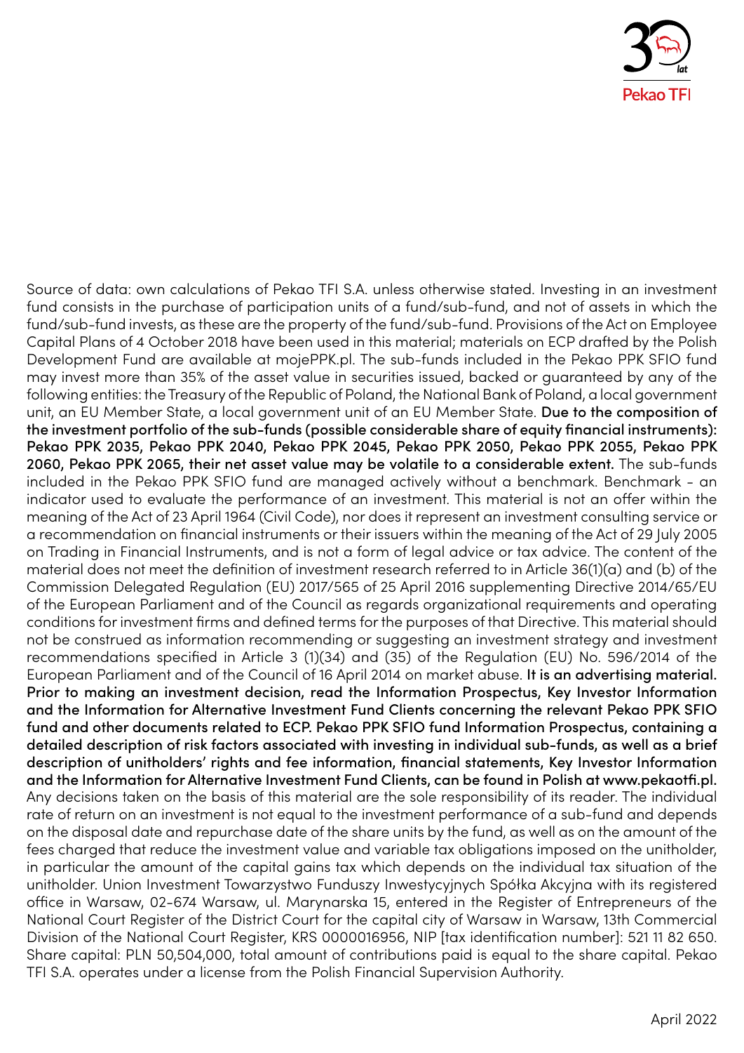Source of data: own calculations of Pekao TFI S.A. unless otherwise stated. Investing in an investment fund consists in the purchase of participation units of a fund/sub-fund, and not of assets in which the fund/sub-fund invests, as these are the property of the fund/sub-fund. Provisions of the Act on Employee Capital Plans of 4 October 2018 have been used in this material; materials on ECP drafted by the Polish Development Fund are available at mojePPK.pl. The sub-funds included in the Pekao PPK SFIO fund may invest more than 35% of the asset value in securities issued, backed or guaranteed by any of the following entities: the Treasury of the Republic of Poland, the National Bank of Poland, a local government unit, an EU Member State, a local government unit of an EU Member State. **Due to the composition of the investment portfolio of the sub-funds (possible considerable share of equity financial instruments): Pekao PPK 2035, Pekao PPK 2040, Pekao PPK 2045, Pekao PPK 2050, Pekao PPK 2055, Pekao PPK 2060, Pekao PPK 2065, their net asset value may be volatile to a considerable extent.** The sub-funds included in the Pekao PPK SFIO fund are managed actively without a benchmark. Benchmark - an indicator used to evaluate the performance of an investment. This material is not an offer within the meaning of the Act of 23 April 1964 (Civil Code), nor does it represent an investment consulting service or a recommendation on financial instruments or their issuers within the meaning of the Act of 29 July 2005 on Trading in Financial Instruments, and is not a form of legal advice or tax advice. The content of the material does not meet the definition of investment research referred to in Article 36(1)(a) and (b) of the Commission Delegated Regulation (EU) 2017/565 of 25 April 2016 supplementing Directive 2014/65/EU of the European Parliament and of the Council as regards organizational requirements and operating conditions for investment firms and defined terms for the purposes of that Directive. This material should not be construed as information recommending or suggesting an investment strategy and investment recommendations specified in Article 3 (1)(34) and (35) of the Regulation (EU) No. 596/2014 of the European Parliament and of the Council of 16 April 2014 on market abuse. **It is an advertising material. Prior to making an investment decision, read the Information Prospectus, Key Investor Information and the Information for Alternative Investment Fund Clients concerning the relevant Pekao PPK SFIO fund and other documents related to ECP. Pekao PPK SFIO fund Information Prospectus, containing a detailed description of risk factors associated with investing in individual sub-funds, as well as a brief description of unitholders' rights and fee information, financial statements, Key Investor Information and the Information for Alternative Investment Fund Clients, can be found in Polish at www.pekaotfi.pl.** Any decisions taken on the basis of this material are the sole responsibility of its reader. The individual rate of return on an investment is not equal to the investment performance of a sub-fund and depends on the disposal date and repurchase date of the share units by the fund, as well as on the amount of the fees charged that reduce the investment value and variable tax obligations imposed on the unitholder, in particular the amount of the capital gains tax which depends on the individual tax situation of the unitholder. Union Investment Towarzystwo Funduszy Inwestycyjnych Spółka Akcyjna with its registered office in Warsaw, 02-674 Warsaw, ul. Marynarska 15, entered in the Register of Entrepreneurs of the National Court Register of the District Court for the capital city of Warsaw in Warsaw, 13th Commercial Division of the National Court Register, KRS 0000016956, NIP [tax identification number]: 521 11 82 650. Share capital: PLN 50,504,000, total amount of contributions paid is equal to the share capital. Pekao TFI S.A. operates under a license from the Polish Financial Supervision Authority.

April 2022